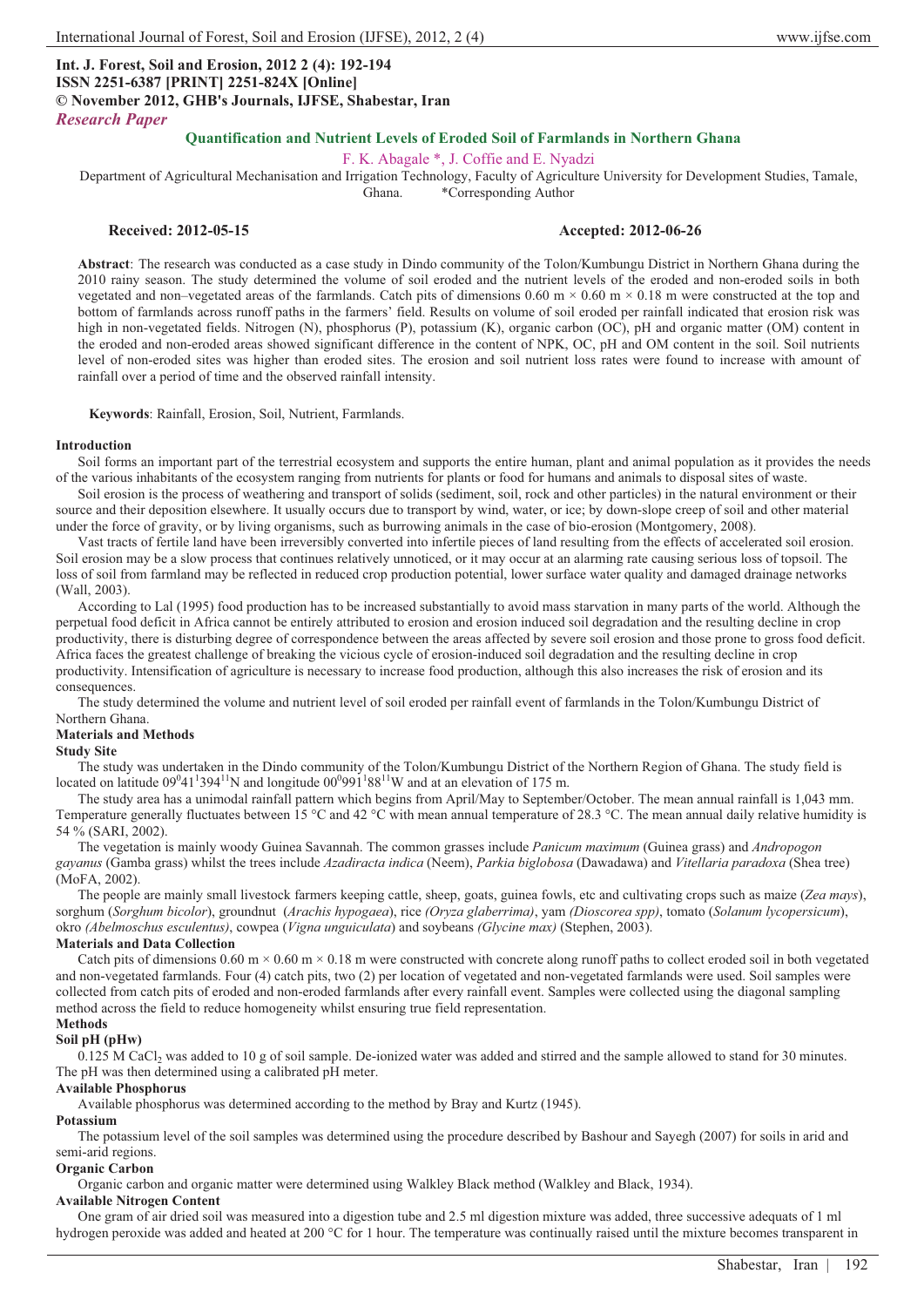**Int. J. Forest, Soil and Erosion, 2012 2 (4): 192-194**
**ISSN 2251-6387 [PRINT] 2251-824X [Online]**
**© November 2012, GHB's Journals, IJFSE, Shabestar, Iran**
***Research Paper***

# Quantification and Nutrient Levels of Eroded Soil of Farmlands in Northern Ghana

F. K. Abagale *, J. Coffie and E. Nyadzi

Department of Agricultural Mechanisation and Irrigation Technology, Faculty of Agriculture University for Development Studies, Tamale, Ghana. *Corresponding Author

**Received: 2012-05-15** **Accepted: 2012-06-26**

**Abstract**: The research was conducted as a case study in Dindo community of the Tolon/Kumbungu District in Northern Ghana during the 2010 rainy season. The study determined the volume of soil eroded and the nutrient levels of the eroded and non-eroded soils in both vegetated and non–vegetated areas of the farmlands. Catch pits of dimensions 0.60 m × 0.60 m × 0.18 m were constructed at the top and bottom of farmlands across runoff paths in the farmers' field. Results on volume of soil eroded per rainfall indicated that erosion risk was high in non-vegetated fields. Nitrogen (N), phosphorus (P), potassium (K), organic carbon (OC), pH and organic matter (OM) content in the eroded and non-eroded areas showed significant difference in the content of NPK, OC, pH and OM content in the soil. Soil nutrients level of non-eroded sites was higher than eroded sites. The erosion and soil nutrient loss rates were found to increase with amount of rainfall over a period of time and the observed rainfall intensity.

**Keywords**: Rainfall, Erosion, Soil, Nutrient, Farmlands.

## Introduction

Soil forms an important part of the terrestrial ecosystem and supports the entire human, plant and animal population as it provides the needs of the various inhabitants of the ecosystem ranging from nutrients for plants or food for humans and animals to disposal sites of waste.

Soil erosion is the process of weathering and transport of solids (sediment, soil, rock and other particles) in the natural environment or their source and their deposition elsewhere. It usually occurs due to transport by wind, water, or ice; by down-slope creep of soil and other material under the force of gravity, or by living organisms, such as burrowing animals in the case of bio-erosion (Montgomery, 2008).

Vast tracts of fertile land have been irreversibly converted into infertile pieces of land resulting from the effects of accelerated soil erosion. Soil erosion may be a slow process that continues relatively unnoticed, or it may occur at an alarming rate causing serious loss of topsoil. The loss of soil from farmland may be reflected in reduced crop production potential, lower surface water quality and damaged drainage networks (Wall, 2003).

According to Lal (1995) food production has to be increased substantially to avoid mass starvation in many parts of the world. Although the perpetual food deficit in Africa cannot be entirely attributed to erosion and erosion induced soil degradation and the resulting decline in crop productivity, there is disturbing degree of correspondence between the areas affected by severe soil erosion and those prone to gross food deficit. Africa faces the greatest challenge of breaking the vicious cycle of erosion-induced soil degradation and the resulting decline in crop productivity. Intensification of agriculture is necessary to increase food production, although this also increases the risk of erosion and its consequences.

The study determined the volume and nutrient level of soil eroded per rainfall event of farmlands in the Tolon/Kumbungu District of Northern Ghana.

## Materials and Methods

### Study Site

The study was undertaken in the Dindo community of the Tolon/Kumbungu District of the Northern Region of Ghana. The study field is located on latitude $09^0 41^1 394^{11}$N and longitude $00^0 991^1 88^{11}$W and at an elevation of 175 m.

The study area has a unimodal rainfall pattern which begins from April/May to September/October. The mean annual rainfall is 1,043 mm. Temperature generally fluctuates between 15 °C and 42 °C with mean annual temperature of 28.3 °C. The mean annual daily relative humidity is 54 % (SARI, 2002).

The vegetation is mainly woody Guinea Savannah. The common grasses include *Panicum maximum* (Guinea grass) and *Andropogon gayanus* (Gamba grass) whilst the trees include *Azadiracta indica* (Neem), *Parkia biglobosa* (Dawadawa) and *Vitellaria paradoxa* (Shea tree) (MoFA, 2002).

The people are mainly small livestock farmers keeping cattle, sheep, goats, guinea fowls, etc and cultivating crops such as maize (*Zea mays*), sorghum (*Sorghum bicolor*), groundnut (*Arachis hypogaea*), rice *(Oryza glaberrima)*, yam *(Dioscorea spp)*, tomato (*Solanum lycopersicum*), okro *(Abelmoschus esculentus)*, cowpea (*Vigna unguiculata*) and soybeans *(Glycine max)* (Stephen, 2003).

### Materials and Data Collection

Catch pits of dimensions 0.60 m × 0.60 m × 0.18 m were constructed with concrete along runoff paths to collect eroded soil in both vegetated and non-vegetated farmlands. Four (4) catch pits, two (2) per location of vegetated and non-vegetated farmlands were used. Soil samples were collected from catch pits of eroded and non-eroded farmlands after every rainfall event. Samples were collected using the diagonal sampling method across the field to reduce homogeneity whilst ensuring true field representation.

### Methods

#### Soil pH (pHw)

0.125 M $CaCl_2$ was added to 10 g of soil sample. De-ionized water was added and stirred and the sample allowed to stand for 30 minutes. The pH was then determined using a calibrated pH meter.

#### Available Phosphorus

Available phosphorus was determined according to the method by Bray and Kurtz (1945).

#### Potassium

The potassium level of the soil samples was determined using the procedure described by Bashour and Sayegh (2007) for soils in arid and semi-arid regions.

#### Organic Carbon

Organic carbon and organic matter were determined using Walkley Black method (Walkley and Black, 1934).

#### Available Nitrogen Content

One gram of air dried soil was measured into a digestion tube and 2.5 ml digestion mixture was added, three successive adequats of 1 ml hydrogen peroxide was added and heated at 200 °C for 1 hour. The temperature was continually raised until the mixture becomes transparent in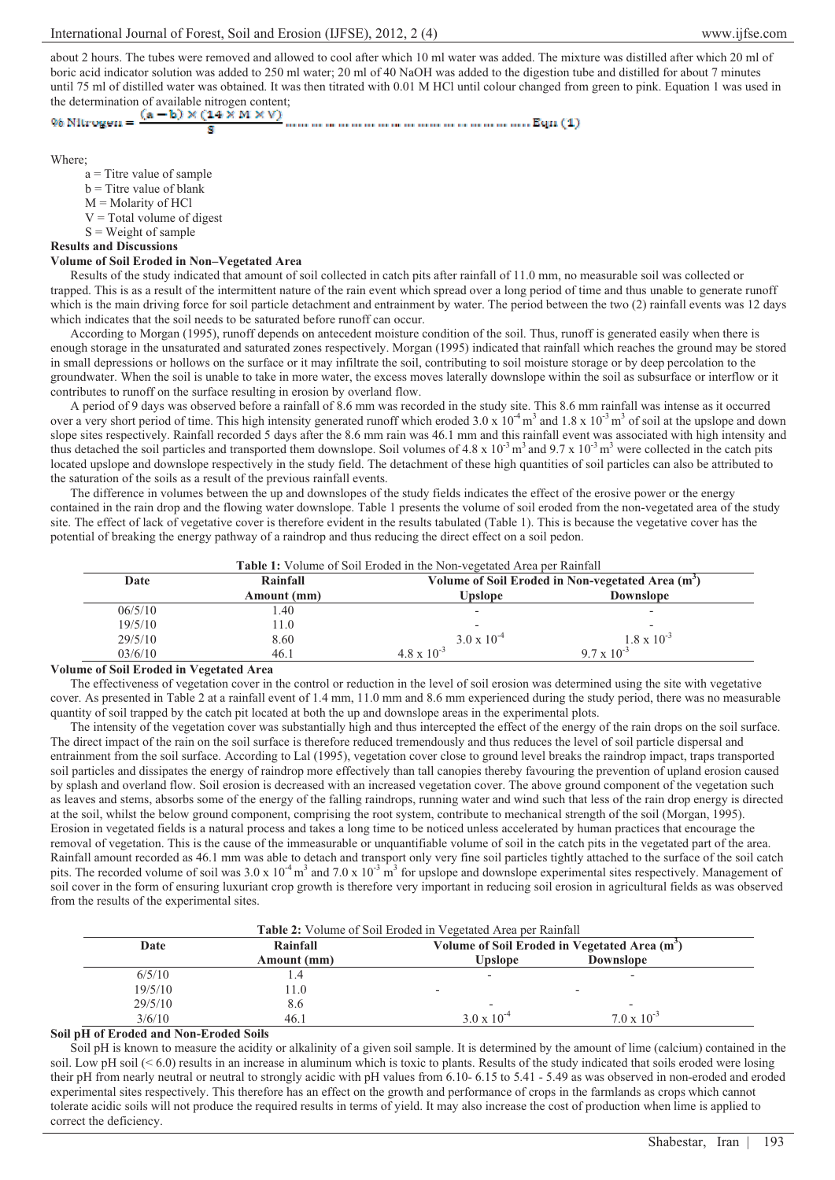about 2 hours. The tubes were removed and allowed to cool after which 10 ml water was added. The mixture was distilled after which 20 ml of boric acid indicator solution was added to 250 ml water; 20 ml of 40 NaOH was added to the digestion tube and distilled for about 7 minutes until 75 ml of distilled water was obtained. It was then titrated with 0.01 M HCl until colour changed from green to pink. Equation 1 was used in the determination of available nitrogen content;

$$\% \text{ Nitrogen} = \frac{(a-b) \times (14 \times M \times V)}{s} \quad \text{Eqn (1)}$$

Where;

a = Titre value of sample
b = Titre value of blank
M = Molarity of HCl
V = Total volume of digest
S = Weight of sample

## Results and Discussions

### Volume of Soil Eroded in Non–Vegetated Area

Results of the study indicated that amount of soil collected in catch pits after rainfall of 11.0 mm, no measurable soil was collected or trapped. This is as a result of the intermittent nature of the rain event which spread over a long period of time and thus unable to generate runoff which is the main driving force for soil particle detachment and entrainment by water. The period between the two (2) rainfall events was 12 days which indicates that the soil needs to be saturated before runoff can occur.

According to Morgan (1995), runoff depends on antecedent moisture condition of the soil. Thus, runoff is generated easily when there is enough storage in the unsaturated and saturated zones respectively. Morgan (1995) indicated that rainfall which reaches the ground may be stored in small depressions or hollows on the surface or it may infiltrate the soil, contributing to soil moisture storage or by deep percolation to the groundwater. When the soil is unable to take in more water, the excess moves laterally downslope within the soil as subsurface or interflow or it contributes to runoff on the surface resulting in erosion by overland flow.

A period of 9 days was observed before a rainfall of 8.6 mm was recorded in the study site. This 8.6 mm rainfall was intense as it occurred over a very short period of time. This high intensity generated runoff which eroded $3.0 \times 10^{-4}$ m$^3$ and $1.8 \times 10^{-3}$ m$^3$ of soil at the upslope and down slope sites respectively. Rainfall recorded 5 days after the 8.6 mm rain was 46.1 mm and this rainfall event was associated with high intensity and thus detached the soil particles and transported them downslope. Soil volumes of $4.8 \times 10^{-3}$ m$^3$ and $9.7 \times 10^{-3}$ m$^3$ were collected in the catch pits located upslope and downslope respectively in the study field. The detachment of these high quantities of soil particles can also be attributed to the saturation of the soils as a result of the previous rainfall events.

The difference in volumes between the up and downslopes of the study fields indicates the effect of the erosive power or the energy contained in the rain drop and the flowing water downslope. Table 1 presents the volume of soil eroded from the non-vegetated area of the study site. The effect of lack of vegetative cover is therefore evident in the results tabulated (Table 1). This is because the vegetative cover has the potential of breaking the energy pathway of a raindrop and thus reducing the direct effect on a soil pedon.

**Table 1:** Volume of Soil Eroded in the Non-vegetated Area per Rainfall

| Date | Rainfall Amount (mm) | Volume of Soil Eroded in Non-vegetated Area (m$^3$) | |
|---|---|---|---|
| | | Upslope | Downslope |
| 06/5/10 | 1.40 | - | - |
| 19/5/10 | 11.0 | - | - |
| 29/5/10 | 8.60 | $3.0 \times 10^{-4}$ | $1.8 \times 10^{-3}$ |
| 03/6/10 | 46.1 | $4.8 \times 10^{-3}$ | $9.7 \times 10^{-3}$ |

### Volume of Soil Eroded in Vegetated Area

The effectiveness of vegetation cover in the control or reduction in the level of soil erosion was determined using the site with vegetative cover. As presented in Table 2 at a rainfall event of 1.4 mm, 11.0 mm and 8.6 mm experienced during the study period, there was no measurable quantity of soil trapped by the catch pit located at both the up and downslope areas in the experimental plots.

The intensity of the vegetation cover was substantially high and thus intercepted the effect of the energy of the rain drops on the soil surface. The direct impact of the rain on the soil surface is therefore reduced tremendously and thus reduces the level of soil particle dispersal and entrainment from the soil surface. According to Lal (1995), vegetation cover close to ground level breaks the raindrop impact, traps transported soil particles and dissipates the energy of raindrop more effectively than tall canopies thereby favouring the prevention of upland erosion caused by splash and overland flow. Soil erosion is decreased with an increased vegetation cover. The above ground component of the vegetation such as leaves and stems, absorbs some of the energy of the falling raindrops, running water and wind such that less of the rain drop energy is directed at the soil, whilst the below ground component, comprising the root system, contribute to mechanical strength of the soil (Morgan, 1995). Erosion in vegetated fields is a natural process and takes a long time to be noticed unless accelerated by human practices that encourage the removal of vegetation. This is the cause of the immeasurable or unquantifiable volume of soil in the catch pits in the vegetated part of the area. Rainfall amount recorded as 46.1 mm was able to detach and transport only very fine soil particles tightly attached to the surface of the soil catch pits. The recorded volume of soil was $3.0 \times 10^{-4}$ m$^3$ and $7.0 \times 10^{-3}$ m$^3$ for upslope and downslope experimental sites respectively. Management of soil cover in the form of ensuring luxuriant crop growth is therefore very important in reducing soil erosion in agricultural fields as was observed from the results of the experimental sites.

**Table 2:** Volume of Soil Eroded in Vegetated Area per Rainfall

| Date | Rainfall Amount (mm) | Volume of Soil Eroded in Vegetated Area (m$^3$) | |
|---|---|---|---|
| | | Upslope | Downslope |
| 6/5/10 | 1.4 | - | - |
| 19/5/10 | 11.0 | - | - |
| 29/5/10 | 8.6 | - | - |
| 3/6/10 | 46.1 | $3.0 \times 10^{-4}$ | $7.0 \times 10^{-3}$ |

### Soil pH of Eroded and Non-Eroded Soils

Soil pH is known to measure the acidity or alkalinity of a given soil sample. It is determined by the amount of lime (calcium) contained in the soil. Low pH soil (< 6.0) results in an increase in aluminum which is toxic to plants. Results of the study indicated that soils eroded were losing their pH from nearly neutral or neutral to strongly acidic with pH values from 6.10- 6.15 to 5.41 - 5.49 as was observed in non-eroded and eroded experimental sites respectively. This therefore has an effect on the growth and performance of crops in the farmlands as crops which cannot tolerate acidic soils will not produce the required results in terms of yield. It may also increase the cost of production when lime is applied to correct the deficiency.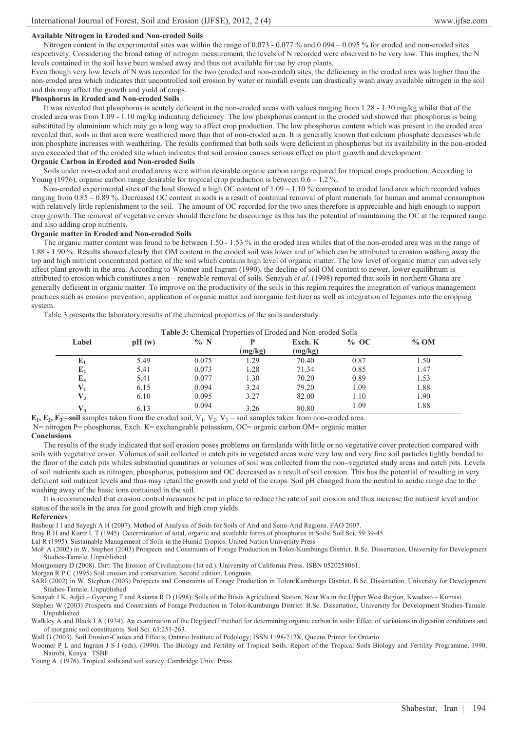### Available Nitrogen in Eroded and Non-eroded Soils

Nitrogen content in the experimental sites was within the range of 0.073 - 0.077 % and 0.094 – 0.095 % for eroded and non-eroded sites respectively. Considering the broad rating of nitrogen measurement, the levels of N recorded were observed to be very low. This implies, the N levels contained in the soil have been washed away and thus not available for use by crop plants.

Even though very low levels of N was recorded for the two (eroded and non-eroded) sites, the deficiency in the eroded area was higher than the non-eroded area which indicates that uncontrolled soil erosion by water or rainfall events can drastically wash away available nitrogen in the soil and this may affect the growth and yield of crops.

### Phosphorus in Eroded and Non-eroded Soils

It was revealed that phosphorus is acutely deficient in the non-eroded areas with values ranging from 1.28 - 1.30 mg/kg whilst that of the eroded area was from 1.09 - 1.10 mg/kg indicating deficiency. The low phosphorus content in the eroded soil showed that phosphorus is being substituted by aluminium which may go a long way to affect crop production. The low phosphorus content which was present in the eroded area revealed that, soils in that area were weathered more than that of non-eroded area. It is generally known that calcium phosphate decreases while iron phosphate increases with weathering. The results confirmed that both soils were deficient in phosphorus but its availability in the non-eroded area exceeded that of the eroded site which indicates that soil erosion causes serious effect on plant growth and development.

### Organic Carbon in Eroded and Non-eroded Soils

Soils under non-eroded and eroded areas were within desirable organic carbon range required for tropical crops production. According to Young (1976), organic carbon range desirable for tropical crop production is between 0.6 – 1.2 %.

Non-eroded experimental sites of the land showed a high OC content of 1.09 – 1.10 % compared to eroded land area which recorded values ranging from 0.85 – 0.89 %. Decreased OC content in soils is a result of continual removal of plant materials for human and animal consumption with relatively little replenishment to the soil. The amount of OC recorded for the two sites therefore is appreciable and high enough to support crop growth. The removal of vegetative cover should therefore be discourage as this has the potential of maintaining the OC at the required range and also adding crop nutrients.

### Organic matter in Eroded and Non-eroded Soils

The organic matter content was found to be between 1.50 - 1.53 % in the eroded area whiles that of the non-eroded area was in the range of 1.88 - 1.90 %. Results showed clearly that OM content in the eroded soil was lower and of which can be attributed to erosion washing away the top and high nutrient concentrated portion of the soil which contains high level of organic matter. The low level of organic matter can adversely affect plant growth in the area. According to Woomer and Ingram (1990), the decline of soil OM content to newer, lower equilibrium is attributed to erosion which constitutes a non – renewable removal of soils. Senayah *et al*. (1998) reported that soils in northern Ghana are generally deficient in organic matter. To improve on the productivity of the soils in this region requires the integration of various management practices such as erosion prevention, application of organic matter and inorganic fertilizer as well as integration of legumes into the cropping system.

Table 3 presents the laboratory results of the chemical properties of the soils understudy.

**Table 3:** Chemical Properties of Eroded and Non-eroded Soils

| Label | pH (w) | % N | P (mg/kg) | Exch. K (mg/kg) | % OC | % OM |
|---|---|---|---|---|---|---|
| $E_1$ | 5.49 | 0.075 | 1.29 | 70.40 | 0.87 | 1.50 |
| $E_2$ | 5.41 | 0.073 | 1.28 | 71.34 | 0.85 | 1.47 |
| $E_3$ | 5.41 | 0.077 | 1.30 | 70.20 | 0.89 | 1.53 |
| $V_1$ | 6.15 | 0.094 | 3.24 | 79.20 | 1.09 | 1.88 |
| $V_2$ | 6.10 | 0.095 | 3.27 | 82.00 | 1.10 | 1.90 |
| $V_3$ | 6.13 | 0.094 | 3.26 | 80.80 | 1.09 | 1.88 |

**$E_1$, $E_2$, $E_3$ =soil** samples taken from the eroded soil, $V_1$, $V_2$, $V_3$ = soil samples taken from non-eroded area.

N= nitrogen P= phosphorus, Exch. K= exchangeable potassium, OC= organic carbon OM= organic matter

### Conclusions

The results of the study indicated that soil erosion poses problems on farmlands with little or no vegetative cover protection compared with soils with vegetative cover. Volumes of soil collected in catch pits in vegetated areas were very low and very fine soil particles tightly bonded to the floor of the catch pits whiles substantial quantities or volumes of soil was collected from the non–vegetated study areas and catch pits. Levels of soil nutrients such as nitrogen, phosphorus, potassium and OC decreased as a result of soil erosion. This has the potential of resulting in very deficient soil nutrient levels and thus may retard the growth and yield of the crops. Soil pH changed from the neutral to acidic range due to the washing away of the basic ions contained in the soil.

It is recommended that erosion control measures be put in place to reduce the rate of soil erosion and thus increase the nutrient level and/or status of the soils in the area for good growth and high crop yields.

### References

Bashour I I and Sayegh A H (2007). Method of Analysis of Soils for Soils of Arid and Semi-Arid Regions. FAO 2007.

Bray R H and Kurtz L T (1945). Determination of total, organic and available forms of phosphorus in Soils. Soil Sci. 59:39-45.

Lal R (1995). Sustainable Management of Soils in the Humid Tropics. United Nation University Press

MoF A (2002) in W. Stephen (2003) Prospects and Constraints of Forage Production in Tolon/Kumbungu District. B.Sc. Dissertation, University for Development Studies-Tamale. Unpublished.

Montgomery D (2008). Dirt: The Erosion of Civilizations (1st ed.). University of California Press. ISBN 0520258061.

Morgan R P C (1995) Soil erosion and conservation. Second edition, Longman.

SARI (2002) in W. Stephen (2003) Prospects and Constraints of Forage Production in Tolon/Kumbungu District. B.Sc. Dissertation, University for Development Studies-Tamale. Unpublished.

Senayah J K, Adjei – Gyapong T and Asiama R D (1998). Soils of the Busia Agricultural Station, Near Wa in the Upper West Region, Kwadaso – Kumasi.

Stephen W (2003) Prospects and Constraints of Forage Production in Tolon-Kumbungu District. B.Sc. Dissertation, University for Development Studies-Tamale. Unpublished

Walkley A and Black I A (1934). An examination of the Degtjareff method for determining organic carbon in soils: Effect of variations in digestion conditions and of inorganic soil constituents. Soil Sci. 63:251-263.

Wall G (2003). Soil Erosion-Causes and Effects, Ontario Institute of Pedology; ISSN 1198-712X, Queens Printer for Ontario

Woomer P L and Ingram J S I (eds). (1990). The Biology and Fertility of Tropical Soils. Report of the Tropical Soils Biology and Fertility Programme, 1990, Nairobi, Kenya : TSBF

Young A. (1976). Tropical soils and soil survey. Cambridge Univ. Press.